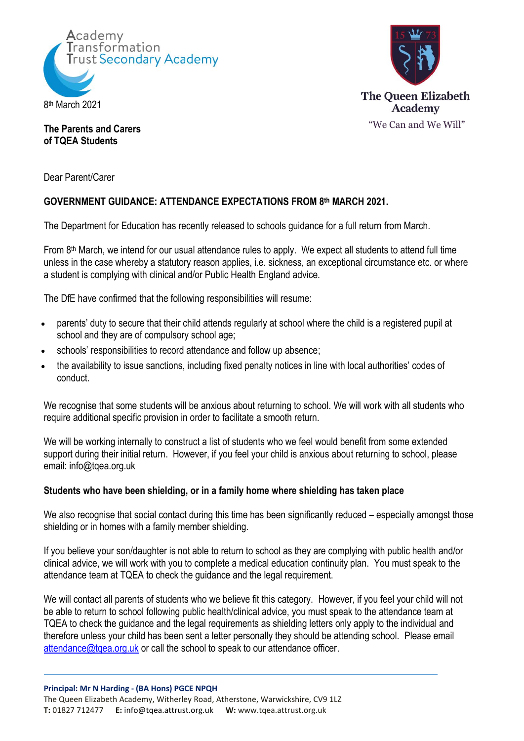Academy Transformation Trust Secondary Academy

The Queen Elizabeth Academy
"We Can and We Will"

8th March 2021

**The Parents and Carers of TQEA Students**

Dear Parent/Carer

**GOVERNMENT GUIDANCE: ATTENDANCE EXPECTATIONS FROM 8th MARCH 2021.**

The Department for Education has recently released to schools guidance for a full return from March.

From 8th March, we intend for our usual attendance rules to apply. We expect all students to attend full time unless in the case whereby a statutory reason applies, i.e. sickness, an exceptional circumstance etc. or where a student is complying with clinical and/or Public Health England advice.

The DfE have confirmed that the following responsibilities will resume:

- parents' duty to secure that their child attends regularly at school where the child is a registered pupil at school and they are of compulsory school age;
- schools' responsibilities to record attendance and follow up absence;
- the availability to issue sanctions, including fixed penalty notices in line with local authorities' codes of conduct.

We recognise that some students will be anxious about returning to school. We will work with all students who require additional specific provision in order to facilitate a smooth return.

We will be working internally to construct a list of students who we feel would benefit from some extended support during their initial return. However, if you feel your child is anxious about returning to school, please email: info@tqea.org.uk

**Students who have been shielding, or in a family home where shielding has taken place**

We also recognise that social contact during this time has been significantly reduced – especially amongst those shielding or in homes with a family member shielding.

If you believe your son/daughter is not able to return to school as they are complying with public health and/or clinical advice, we will work with you to complete a medical education continuity plan. You must speak to the attendance team at TQEA to check the guidance and the legal requirement.

We will contact all parents of students who we believe fit this category. However, if you feel your child will not be able to return to school following public health/clinical advice, you must speak to the attendance team at TQEA to check the guidance and the legal requirements as shielding letters only apply to the individual and therefore unless your child has been sent a letter personally they should be attending school. Please email attendance@tqea.org.uk or call the school to speak to our attendance officer.

**Principal: Mr N Harding - (BA Hons) PGCE NPQH**
The Queen Elizabeth Academy, Witherley Road, Atherstone, Warwickshire, CV9 1LZ
**T:** 01827 712477 **E:** info@tqea.attrust.org.uk **W:** www.tqea.attrust.org.uk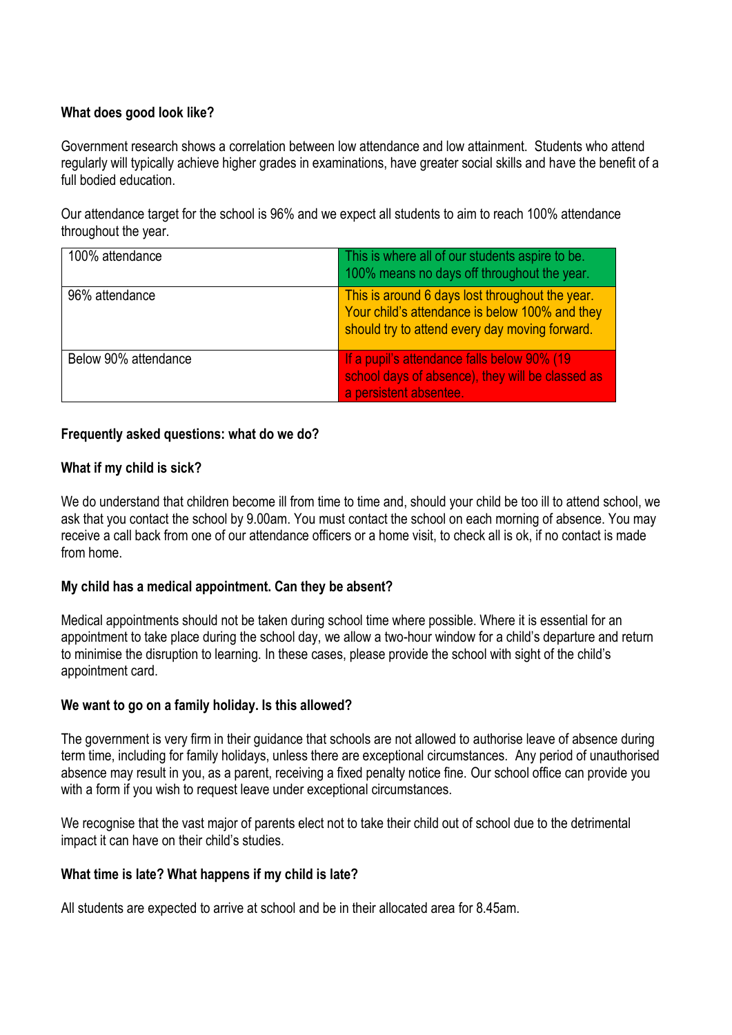**What does good look like?**

Government research shows a correlation between low attendance and low attainment. Students who attend regularly will typically achieve higher grades in examinations, have greater social skills and have the benefit of a full bodied education.

Our attendance target for the school is 96% and we expect all students to aim to reach 100% attendance throughout the year.

| | |
|---|---|
| 100% attendance | This is where all of our students aspire to be. 100% means no days off throughout the year. |
| 96% attendance | This is around 6 days lost throughout the year. Your child's attendance is below 100% and they should try to attend every day moving forward. |
| Below 90% attendance | If a pupil's attendance falls below 90% (19 school days of absence), they will be classed as a persistent absentee. |

**Frequently asked questions: what do we do?**

**What if my child is sick?**

We do understand that children become ill from time to time and, should your child be too ill to attend school, we ask that you contact the school by 9.00am. You must contact the school on each morning of absence. You may receive a call back from one of our attendance officers or a home visit, to check all is ok, if no contact is made from home.

**My child has a medical appointment. Can they be absent?**

Medical appointments should not be taken during school time where possible. Where it is essential for an appointment to take place during the school day, we allow a two-hour window for a child's departure and return to minimise the disruption to learning. In these cases, please provide the school with sight of the child's appointment card.

**We want to go on a family holiday. Is this allowed?**

The government is very firm in their guidance that schools are not allowed to authorise leave of absence during term time, including for family holidays, unless there are exceptional circumstances. Any period of unauthorised absence may result in you, as a parent, receiving a fixed penalty notice fine. Our school office can provide you with a form if you wish to request leave under exceptional circumstances.

We recognise that the vast major of parents elect not to take their child out of school due to the detrimental impact it can have on their child's studies.

**What time is late? What happens if my child is late?**

All students are expected to arrive at school and be in their allocated area for 8.45am.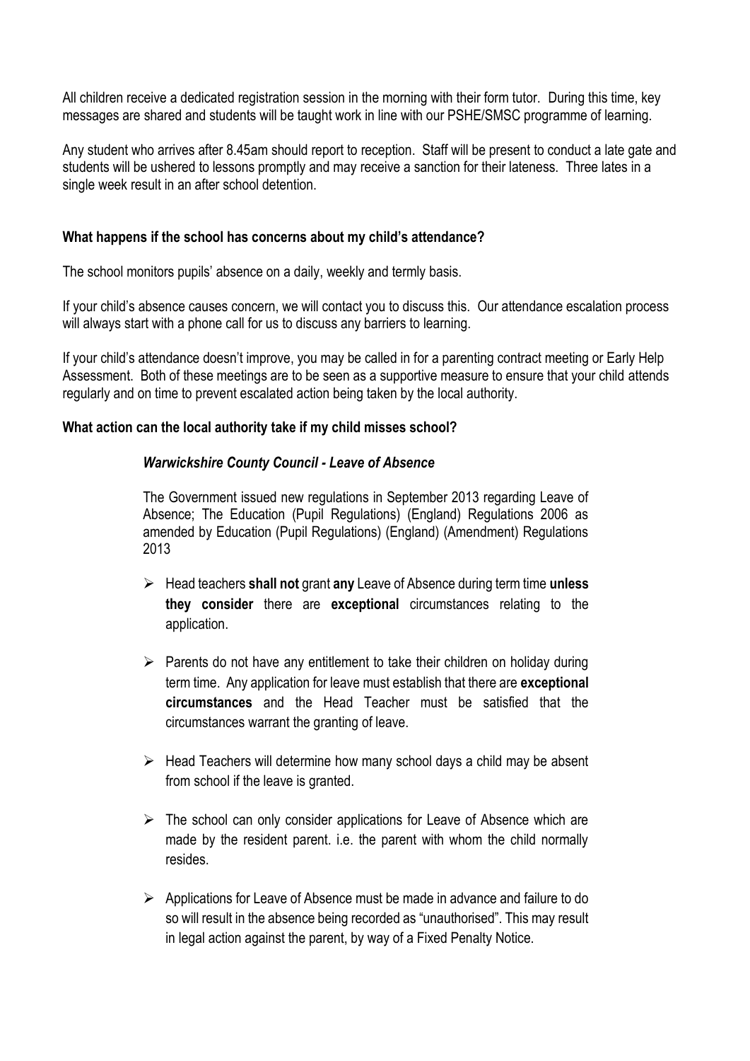All children receive a dedicated registration session in the morning with their form tutor. During this time, key messages are shared and students will be taught work in line with our PSHE/SMSC programme of learning.

Any student who arrives after 8.45am should report to reception. Staff will be present to conduct a late gate and students will be ushered to lessons promptly and may receive a sanction for their lateness. Three lates in a single week result in an after school detention.

**What happens if the school has concerns about my child's attendance?**

The school monitors pupils' absence on a daily, weekly and termly basis.

If your child's absence causes concern, we will contact you to discuss this. Our attendance escalation process will always start with a phone call for us to discuss any barriers to learning.

If your child's attendance doesn't improve, you may be called in for a parenting contract meeting or Early Help Assessment. Both of these meetings are to be seen as a supportive measure to ensure that your child attends regularly and on time to prevent escalated action being taken by the local authority.

**What action can the local authority take if my child misses school?**

***Warwickshire County Council - Leave of Absence***

The Government issued new regulations in September 2013 regarding Leave of Absence; The Education (Pupil Regulations) (England) Regulations 2006 as amended by Education (Pupil Regulations) (England) (Amendment) Regulations 2013

- Head teachers **shall not** grant **any** Leave of Absence during term time **unless they consider** there are **exceptional** circumstances relating to the application.
- Parents do not have any entitlement to take their children on holiday during term time. Any application for leave must establish that there are **exceptional circumstances** and the Head Teacher must be satisfied that the circumstances warrant the granting of leave.
- Head Teachers will determine how many school days a child may be absent from school if the leave is granted.
- The school can only consider applications for Leave of Absence which are made by the resident parent. i.e. the parent with whom the child normally resides.
- Applications for Leave of Absence must be made in advance and failure to do so will result in the absence being recorded as "unauthorised". This may result in legal action against the parent, by way of a Fixed Penalty Notice.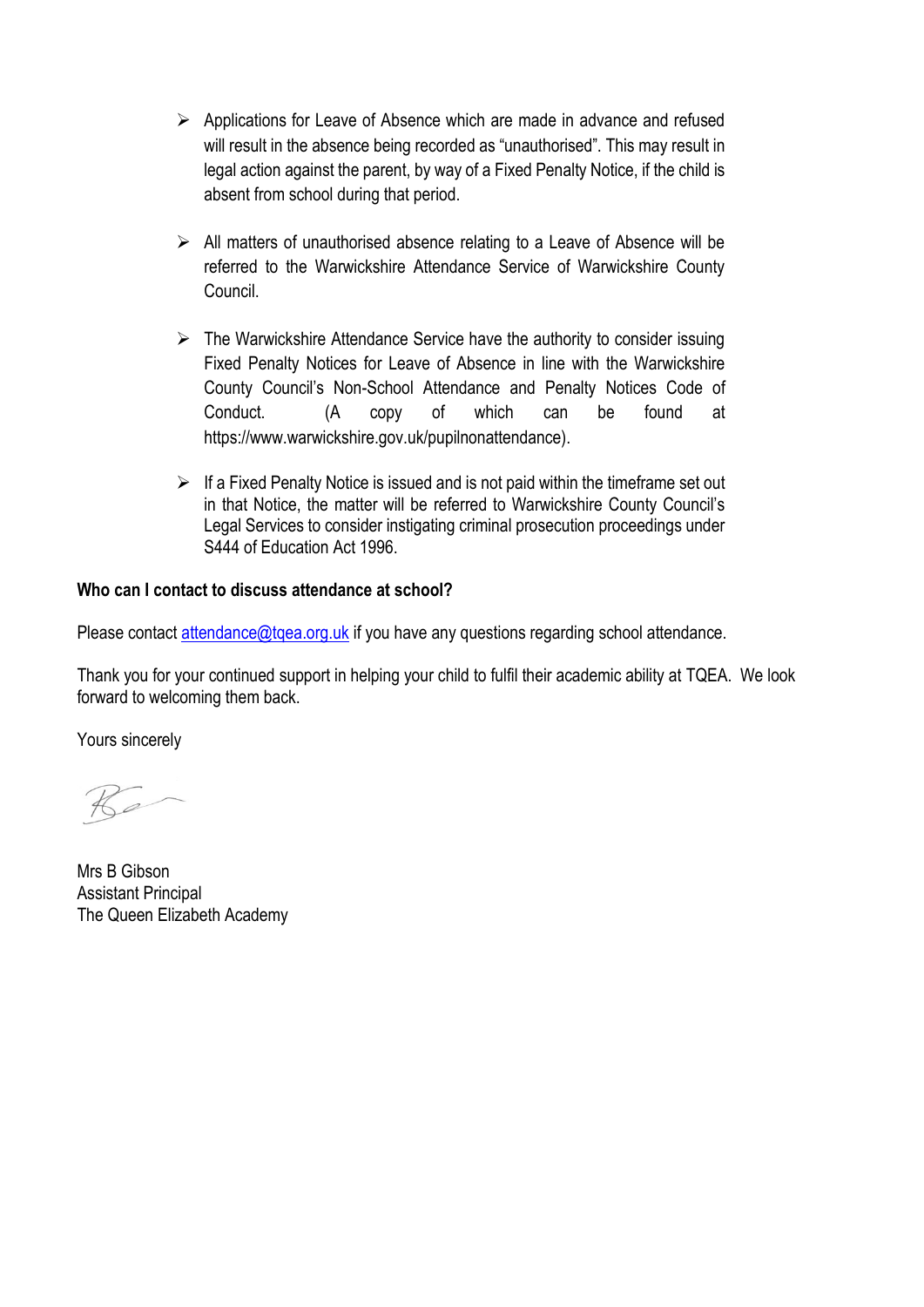- Applications for Leave of Absence which are made in advance and refused will result in the absence being recorded as "unauthorised". This may result in legal action against the parent, by way of a Fixed Penalty Notice, if the child is absent from school during that period.

- All matters of unauthorised absence relating to a Leave of Absence will be referred to the Warwickshire Attendance Service of Warwickshire County Council.

- The Warwickshire Attendance Service have the authority to consider issuing Fixed Penalty Notices for Leave of Absence in line with the Warwickshire County Council's Non-School Attendance and Penalty Notices Code of Conduct. (A copy of which can be found at https://www.warwickshire.gov.uk/pupilnonattendance).

- If a Fixed Penalty Notice is issued and is not paid within the timeframe set out in that Notice, the matter will be referred to Warwickshire County Council's Legal Services to consider instigating criminal prosecution proceedings under S444 of Education Act 1996.

**Who can I contact to discuss attendance at school?**

Please contact attendance@tqea.org.uk if you have any questions regarding school attendance.

Thank you for your continued support in helping your child to fulfil their academic ability at TQEA. We look forward to welcoming them back.

Yours sincerely

Mrs B Gibson
Assistant Principal
The Queen Elizabeth Academy